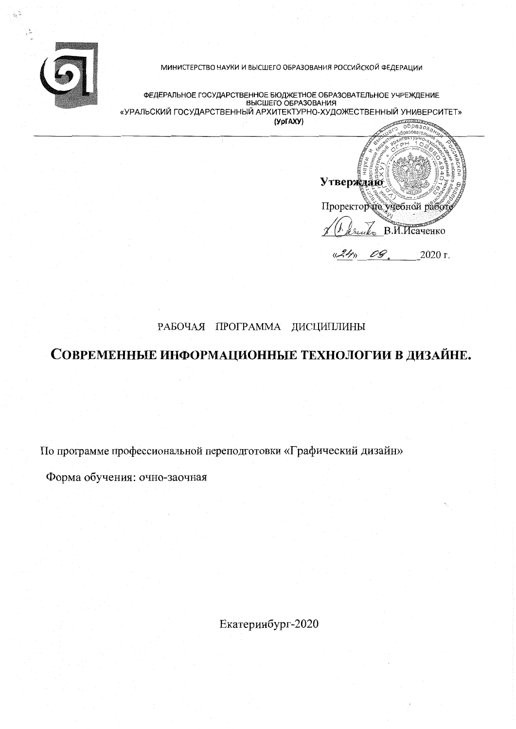МИНИСТЕРСТВО НАУКИ И ВЫСШЕГО ОБРАЗОВАНИЯ РОССИЙСКОЙ ФЕДЕРАЦИИ

ФЕДЕРАЛЬНОЕ ГОСУДАРСТВЕННОЕ БЮДЖЕТНОЕ ОБРАЗОВАТЕЛЬНОЕ УЧРЕЖДЕНИЕ ВЫСШЕГО ОБРАЗОВАНИЯ
«УРАЛЬСКИЙ ГОСУДАРСТВЕННЫЙ АРХИТЕКТУРНО-ХУДОЖЕСТВЕННЫЙ УНИВЕРСИТЕТ»
(УрГАХУ)

**Утверждаю**

Проректор по учебной работе

В.И.Исаченко

«24» 09. 2020 г.

РАБОЧАЯ ПРОГРАММА ДИСЦИПЛИНЫ

# СОВРЕМЕННЫЕ ИНФОРМАЦИОННЫЕ ТЕХНОЛОГИИ В ДИЗАЙНЕ.

По программе профессиональной переподготовки «Графический дизайн»

Форма обучения: очно-заочная

Екатеринбург-2020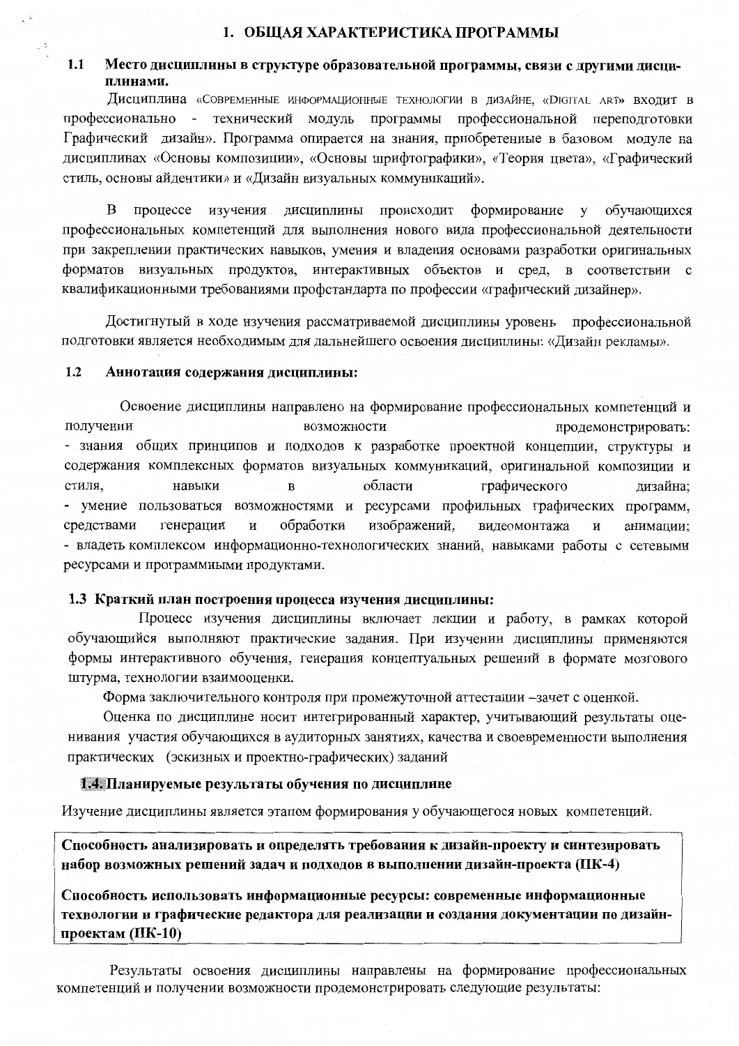# 1. ОБЩАЯ ХАРАКТЕРИСТИКА ПРОГРАММЫ

## 1.1 Место дисциплины в структуре образовательной программы, связи с другими дисциплинами.

Дисциплина «Современные информационные технологии в дизайне, «Digital art» входит в профессионально - технический модуль программы профессиональной переподготовки Графический дизайн». Программа опирается на знания, приобретенные в базовом модуле на дисциплинах «Основы композиции», «Основы шрифтографики», «Теория цвета», «Графический стиль, основы айдентики» и «Дизайн визуальных коммуникаций».

В процессе изучения дисциплины происходит формирование у обучающихся профессиональных компетенций для выполнения нового вида профессиональной деятельности при закреплении практических навыков, умения и владения основами разработки оригинальных форматов визуальных продуктов, интерактивных объектов и сред, в соответствии с квалификационными требованиями профстандарта по профессии «графический дизайнер».

Достигнутый в ходе изучения рассматриваемой дисциплины уровень профессиональной подготовки является необходимым для дальнейшего освоения дисциплины: «Дизайн рекламы».

## 1.2 Аннотация содержания дисциплины:

Освоение дисциплины направлено на формирование профессиональных компетенций и получении возможности продемонстрировать:
- знания общих принципов и подходов к разработке проектной концепции, структуры и содержания комплексных форматов визуальных коммуникаций, оригинальной композиции и стиля, навыки в области графического дизайна;
- умение пользоваться возможностями и ресурсами профильных графических программ, средствами генерации и обработки изображений, видеомонтажа и анимации;
- владеть комплексом информационно-технологических знаний, навыками работы с сетевыми ресурсами и программными продуктами.

## 1.3 Краткий план построения процесса изучения дисциплины:

Процесс изучения дисциплины включает лекции и работу, в рамках которой обучающийся выполняют практические задания. При изучении дисциплины применяются формы интерактивного обучения, генерация концептуальных решений в формате мозгового штурма, технологии взаимооценки.

Форма заключительного контроля при промежуточной аттестации –зачет с оценкой.

Оценка по дисциплине носит интегрированный характер, учитывающий результаты оценивания участия обучающихся в аудиторных занятиях, качества и своевременности выполнения практических (эскизных и проектно-графических) заданий

## 1.4. Планируемые результаты обучения по дисциплине

Изучение дисциплины является этапом формирования у обучающегося новых компетенций.

**Способность анализировать и определять требования к дизайн-проекту и синтезировать набор возможных решений задач и подходов в выполнении дизайн-проекта (ПК-4)**

**Способность использовать информационные ресурсы: современные информационные технологии и графические редактора для реализации и создания документации по дизайн-проектам (ПК-10)**

Результаты освоения дисциплины направлены на формирование профессиональных компетенций и получении возможности продемонстрировать следующие результаты: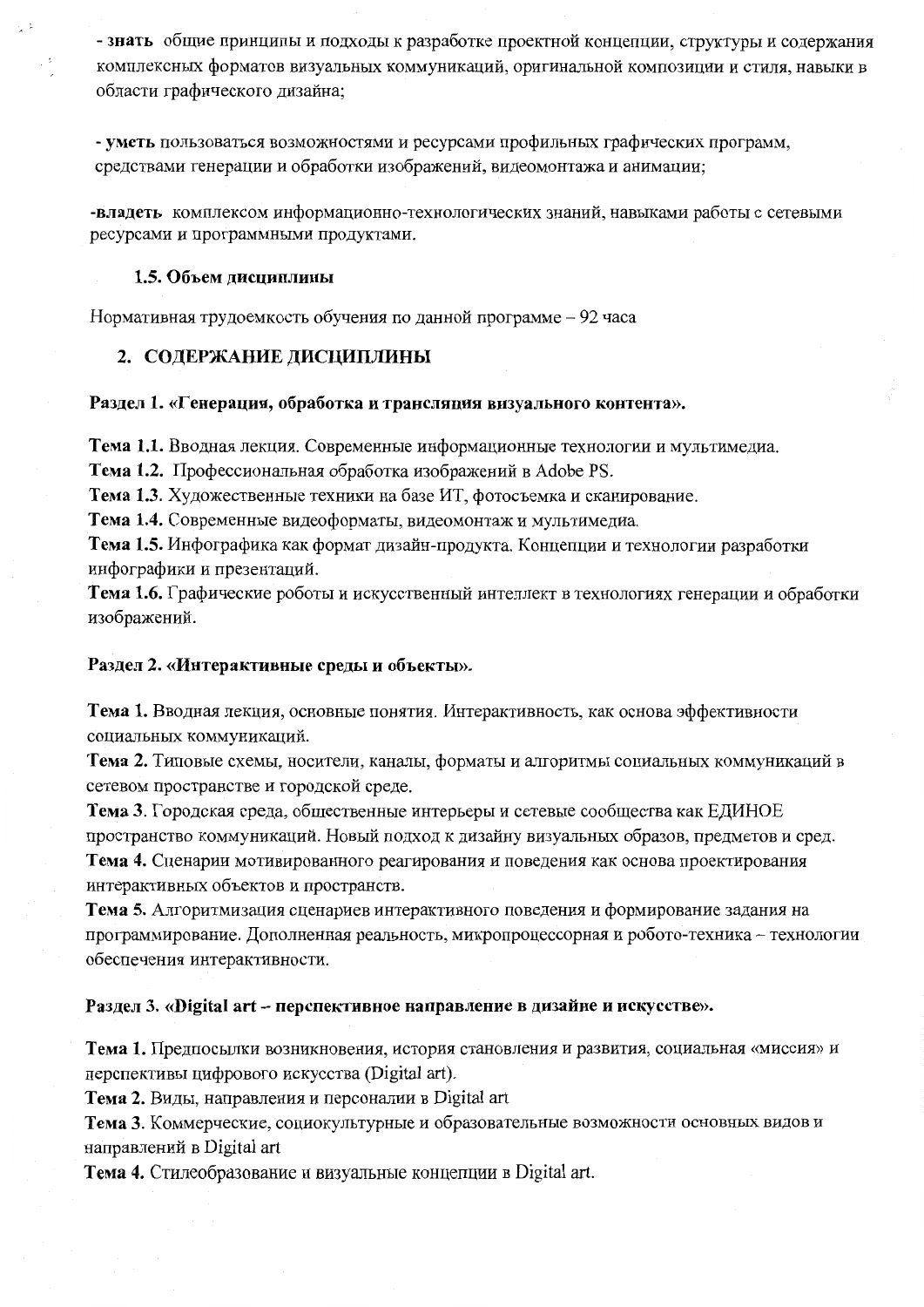- **знать** общие принципы и подходы к разработке проектной концепции, структуры и содержания комплексных форматов визуальных коммуникаций, оригинальной композиции и стиля, навыки в области графического дизайна;

- **уметь** пользоваться возможностями и ресурсами профильных графических программ, средствами генерации и обработки изображений, видеомонтажа и анимации;

-**владеть** комплексом информационно-технологических знаний, навыками работы с сетевыми ресурсами и программными продуктами.

### 1.5. Объем дисциплины

Нормативная трудоемкость обучения по данной программе – 92 часа

## 2. СОДЕРЖАНИЕ ДИСЦИПЛИНЫ

**Раздел 1. «Генерация, обработка и трансляция визуального контента».**

**Тема 1.1.** Вводная лекция. Современные информационные технологии и мультимедиа.

**Тема 1.2.** Профессиональная обработка изображений в Adobe PS.

**Тема 1.3.** Художественные техники на базе ИТ, фотосъемка и сканирование.

**Тема 1.4.** Современные видеоформаты, видеомонтаж и мультимедиа.

**Тема 1.5.** Инфографика как формат дизайн-продукта. Концепции и технологии разработки инфографики и презентаций.

**Тема 1.6.** Графические роботы и искусственный интеллект в технологиях генерации и обработки изображений.

**Раздел 2. «Интерактивные среды и объекты».**

**Тема 1.** Вводная лекция, основные понятия. Интерактивность, как основа эффективности социальных коммуникаций.

**Тема 2.** Типовые схемы, носители, каналы, форматы и алгоритмы социальных коммуникаций в сетевом пространстве и городской среде.

**Тема 3**. Городская среда, общественные интерьеры и сетевые сообщества как ЕДИНОЕ пространство коммуникаций. Новый подход к дизайну визуальных образов, предметов и сред.

**Тема 4.** Сценарии мотивированного реагирования и поведения как основа проектирования интерактивных объектов и пространств.

**Тема 5.** Алгоритмизация сценариев интерактивного поведения и формирование задания на программирование. Дополненная реальность, микропроцессорная и робото-техника – технологии обеспечения интерактивности.

**Раздел 3. «Digital art – перспективное направление в дизайне и искусстве».**

**Тема 1.** Предпосылки возникновения, история становления и развития, социальная «миссия» и перспективы цифрового искусства (Digital art).

**Тема 2.** Виды, направления и персоналии в Digital art

**Тема 3**. Коммерческие, социокультурные и образовательные возможности основных видов и направлений в Digital art

**Тема 4.** Стилеобразование и визуальные концепции в Digital art.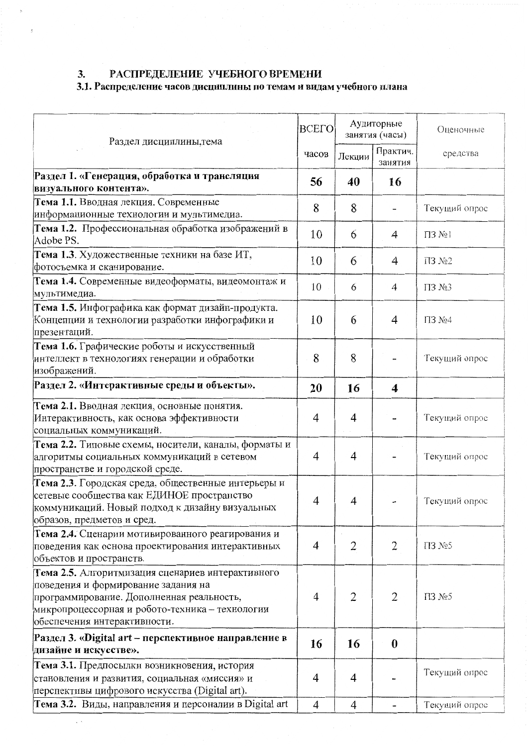## 3. РАСПРЕДЕЛЕНИЕ УЧЕБНОГО ВРЕМЕНИ

### 3.1. Распределение часов дисциплины по темам и видам учебного плана

| Раздел дисциплины,тема | ВСЕГО | Аудиторные занятия (часы) | | Оценочные |
|---|---|---|---|---|
| | часов | Лекции | Практич. занятия | средства |
| **Раздел 1. «Генерация, обработка и трансляция визуального контента».** | **56** | **40** | **16** | |
| **Тема 1.1.** Вводная лекция. Современные информационные технологии и мультимедиа. | 8 | 8 | - | Текущий опрос |
| **Тема 1.2.** Профессиональная обработка изображений в Adobe PS. | 10 | 6 | 4 | ПЗ №1 |
| **Тема 1.3**. Художественные техники на базе ИТ, фотосъемка и сканирование. | 10 | 6 | 4 | ПЗ №2 |
| **Тема 1.4.** Современные видеоформаты, видеомонтаж и мультимедиа. | 10 | 6 | 4 | ПЗ №3 |
| **Тема 1.5.** Инфографика как формат дизайн-продукта. Концепции и технологии разработки инфографики и презентаций. | 10 | 6 | 4 | ПЗ №4 |
| **Тема 1.6.** Графические роботы и искусственный интеллект в технологиях генерации и обработки изображений. | 8 | 8 | - | Текущий опрос |
| **Раздел 2. «Интерактивные среды и объекты».** | **20** | **16** | **4** | |
| **Тема 2.1.** Вводная лекция, основные понятия. Интерактивность, как основа эффективности социальных коммуникаций. | 4 | 4 | - | Текущий опрос |
| **Тема 2.2.** Типовые схемы, носители, каналы, форматы и алгоритмы социальных коммуникаций в сетевом пространстве и городской среде. | 4 | 4 | - | Текущий опрос |
| **Тема 2.3**. Городская среда, общественные интерьеры и сетевые сообщества как ЕДИНОЕ пространство коммуникаций. Новый подход к дизайну визуальных образов, предметов и сред. | 4 | 4 | - | Текущий опрос |
| **Тема 2.4.** Сценарии мотивированного реагирования и поведения как основа проектирования интерактивных объектов и пространств. | 4 | 2 | 2 | ПЗ №5 |
| **Тема 2.5.** Алгоритмизация сценариев интерактивного поведения и формирование задания на программирование. Дополненная реальность, микропроцессорная и робото-техника – технологии обеспечения интерактивности. | 4 | 2 | 2 | ПЗ №5 |
| **Раздел 3. «Digital art – перспективное направление в дизайне и искусстве».** | **16** | **16** | **0** | |
| **Тема 3.1.** Предпосылки возникновения, история становления и развития, социальная «миссия» и перспективы цифрового искусства (Digital art). | 4 | 4 | - | Текущий опрос |
| **Тема 3.2.** Виды, направления и персоналии в Digital art | 4 | 4 | - | Текущий опрос |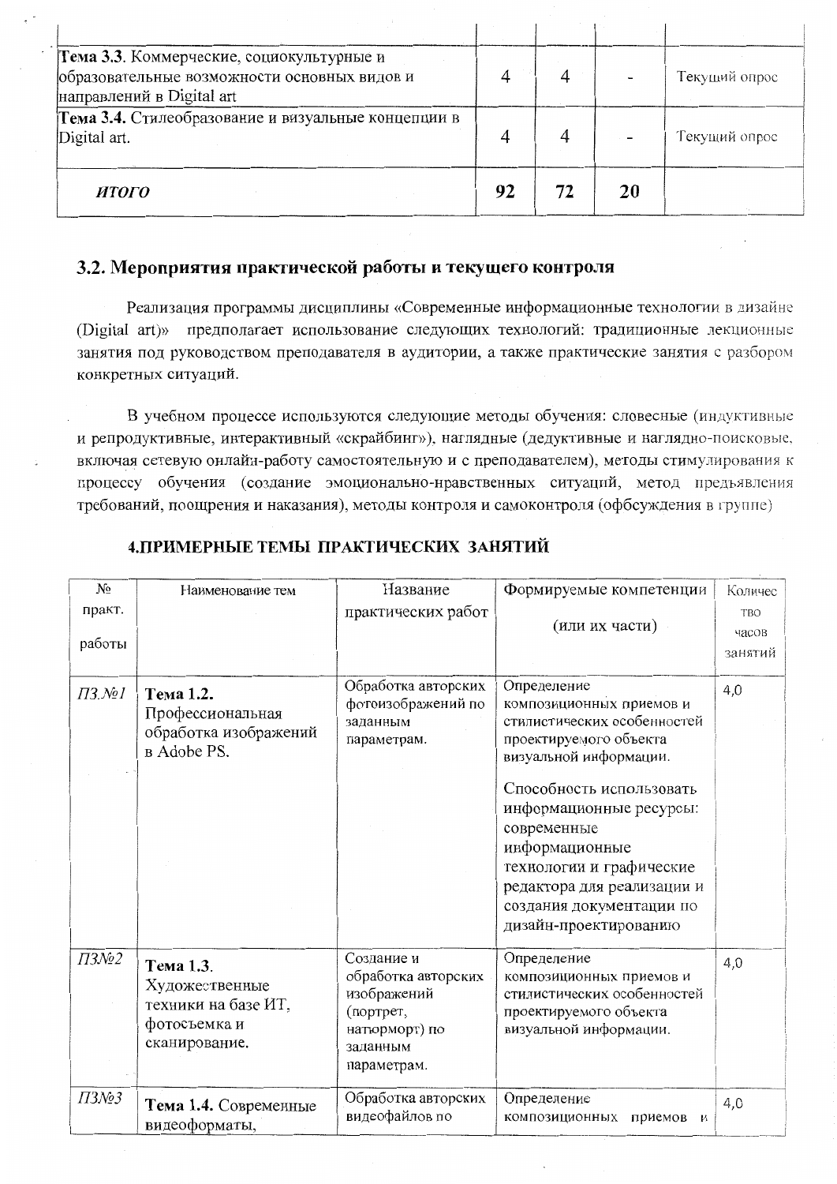| | | | | |
|---|---|---|---|---|
| **Тема 3.3.** Коммерческие, социокультурные и образовательные возможности основных видов и направлений в Digital art | 4 | 4 | - | Текущий опрос |
| **Тема 3.4.** Стилеобразование и визуальные концепции в Digital art. | 4 | 4 | - | Текущий опрос |
| ***ИТОГО*** | **92** | **72** | **20** | |

## 3.2. Мероприятия практической работы и текущего контроля

Реализация программы дисциплины «Современные информационные технологии в дизайне (Digital art)» предполагает использование следующих технологий: традиционные лекционные занятия под руководством преподавателя в аудитории, а также практические занятия с разбором конкретных ситуаций.

В учебном процессе используются следующие методы обучения: словесные (индуктивные и репродуктивные, интерактивный «скрайбинг»), наглядные (дедуктивные и наглядно-поисковые, включая сетевую онлайн-работу самостоятельную и с преподавателем), методы стимулирования к процессу обучения (создание эмоционально-нравственных ситуаций, метод предъявления требований, поощрения и наказания), методы контроля и самоконтроля (оффсуждения в группе)

## 4.ПРИМЕРНЫЕ ТЕМЫ ПРАКТИЧЕСКИХ ЗАНЯТИЙ

| № практ. работы | Наименование тем | Название практических работ | Формируемые компетенции (или их части) | Количество часов занятий |
|---|---|---|---|---|
| *ПЗ.№1* | **Тема 1.2.** Профессиональная обработка изображений в Adobe PS. | Обработка авторских фотоизображений по заданным параметрам. | Определение композиционных приемов и стилистических особенностей проектируемого объекта визуальной информации.<br><br>Способность использовать информационные ресурсы: современные информационные технологии и графические редактора для реализации и создания документации по дизайн-проектированию | 4,0 |
| *ПЗ№2* | **Тема 1.3.** Художественные техники на базе ИТ, фотосъемка и сканирование. | Создание и обработка авторских изображений (портрет, натюрморт) по заданным параметрам. | Определение композиционных приемов и стилистических особенностей проектируемого объекта визуальной информации. | 4,0 |
| *ПЗ№3* | **Тема 1.4.** Современные видеоформаты, | Обработка авторских видеофайлов по | Определение композиционных приемов и | 4,0 |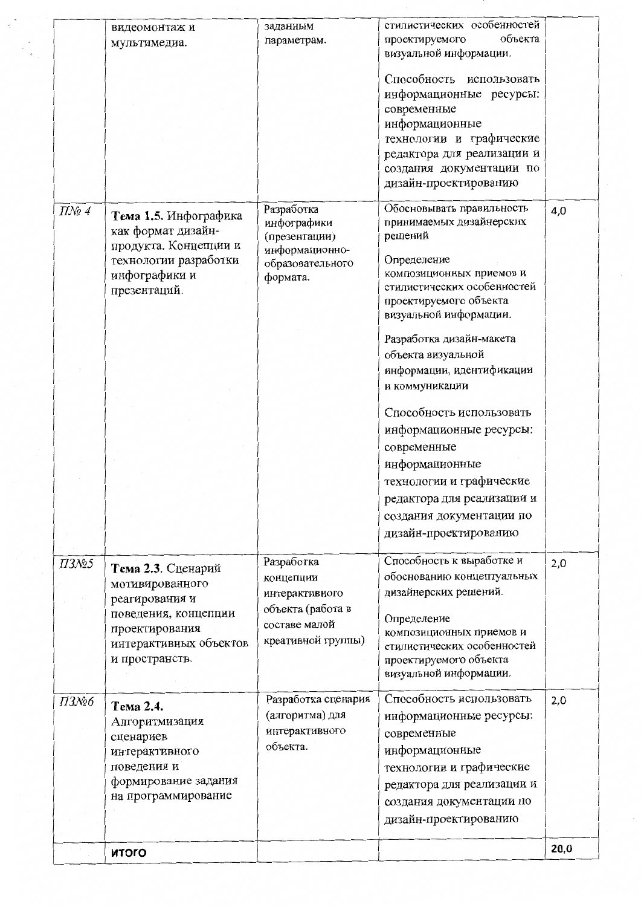|  |  |  |  |  |
|---|---|---|---|---|
|  | видеомонтаж и мультимедиа. | заданным параметрам. | стилистических особенностей проектируемого объекта визуальной информации.<br><br>Способность использовать информационные ресурсы: современные информационные технологии и графические редактора для реализации и создания документации по дизайн-проектированию |  |
| *ПЗ№ 4* | **Тема 1.5.** Инфографика как формат дизайн-продукта. Концепции и технологии разработки инфографики и презентаций. | Разработка инфографики (презентации) информационно-образовательного формата. | Обосновывать правильность принимаемых дизайнерских решений<br><br>Определение композиционных приемов и стилистических особенностей проектируемого объекта визуальной информации.<br><br>Разработка дизайн-макета объекта визуальной информации, идентификации и коммуникации<br><br>Способность использовать информационные ресурсы: современные информационные технологии и графические редактора для реализации и создания документации по дизайн-проектированию | 4,0 |
| *ПЗ№5* | **Тема 2.3**. Сценарий мотивированного реагирования и поведения, концепции проектирования интерактивных объектов и пространств. | Разработка концепции интерактивного объекта (работа в составе малой креативной группы) | Способность к выработке и обоснованию концептуальных дизайнерских решений.<br><br>Определение композиционных приемов и стилистических особенностей проектируемого объекта визуальной информации. | 2,0 |
| *ПЗ№6* | **Тема 2.4.** Алгоритмизация сценариев интерактивного поведения и формирование задания на программирование | Разработка сценария (алгоритма) для интерактивного объекта. | Способность использовать информационные ресурсы: современные информационные технологии и графические редактора для реализации и создания документации по дизайн-проектированию | 2,0 |
|  | **ИТОГО** |  |  | **20,0** |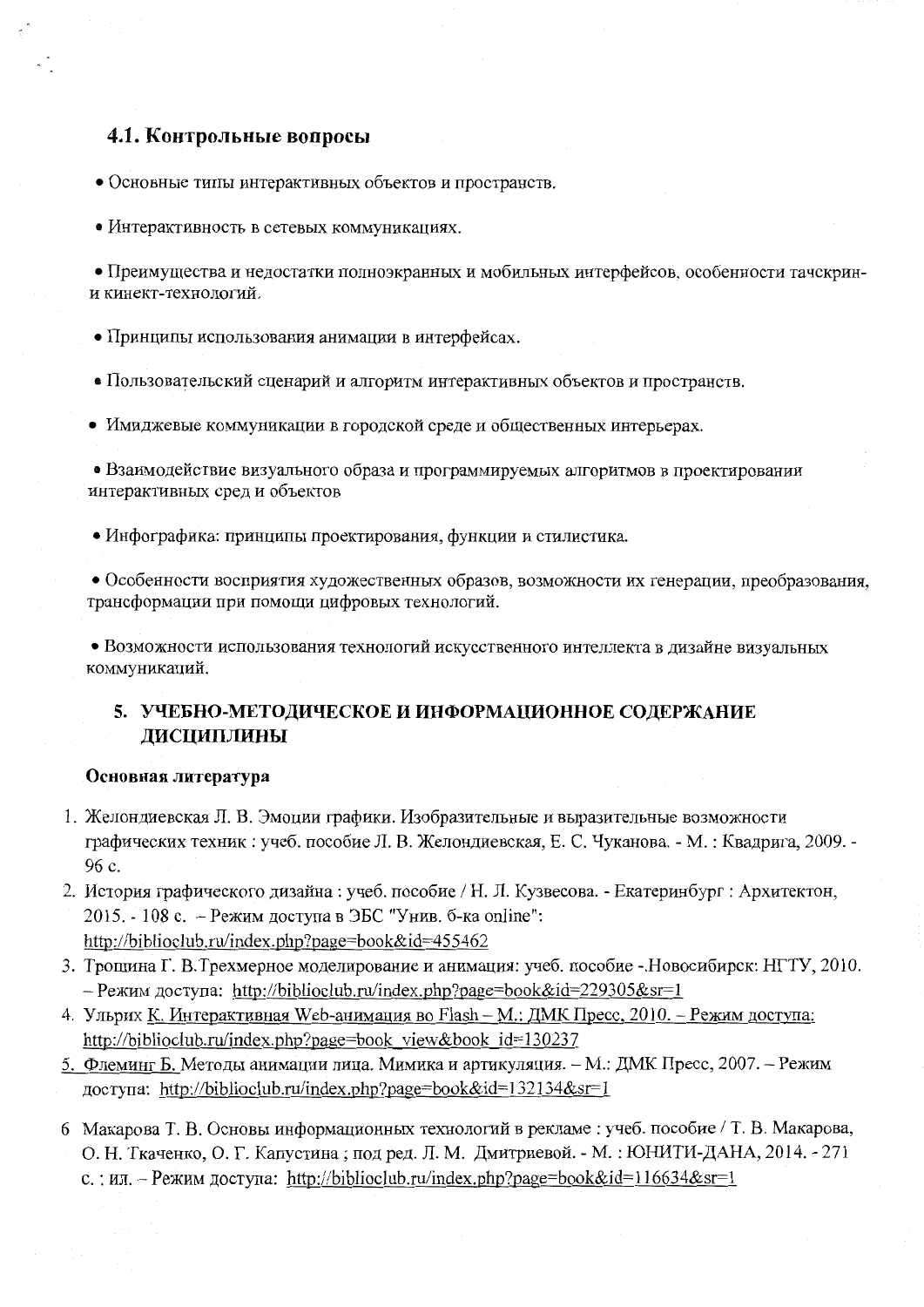### 4.1. Контрольные вопросы

- Основные типы интерактивных объектов и пространств.
- Интерактивность в сетевых коммуникациях.
- Преимущества и недостатки полноэкранных и мобильных интерфейсов, особенности тачскрин- и кинект-технологий.
- Принципы использования анимации в интерфейсах.
- Пользовательский сценарий и алгоритм интерактивных объектов и пространств.
- Имиджевые коммуникации в городской среде и общественных интерьерах.
- Взаимодействие визуального образа и программируемых алгоритмов в проектировании интерактивных сред и объектов
- Инфографика: принципы проектирования, функции и стилистика.
- Особенности восприятия художественных образов, возможности их генерации, преобразования, трансформации при помощи цифровых технологий.
- Возможности использования технологий искусственного интеллекта в дизайне визуальных коммуникаций.

## 5. УЧЕБНО-МЕТОДИЧЕСКОЕ И ИНФОРМАЦИОННОЕ СОДЕРЖАНИЕ ДИСЦИПЛИНЫ

**Основная литература**

1. Желондиевская Л. В. Эмоции графики. Изобразительные и выразительные возможности графических техник : учеб. пособие Л. В. Желондиевская, Е. С. Чуканова. - М. : Квадрига, 2009. - 96 с.
2. История графического дизайна : учеб. пособие / Н. Л. Кузвесова. - Екатеринбург : Архитектон, 2015. - 108 с. – Режим доступа в ЭБС "Унив. б-ка online": http://biblioclub.ru/index.php?page=book&id=455462
3. Трощина Г. В.Трехмерное моделирование и анимация: учеб. пособие -.Новосибирск: НГТУ, 2010. – Режим доступа: http://biblioclub.ru/index.php?page=book&id=229305&sr=1
4. Ульрих К. Интерактивная Web-анимация во Flash – М.: ДМК Пресс, 2010. – Режим доступа: http://biblioclub.ru/index.php?page=book_view&book_id=130237
5. Флеминг Б. Методы анимации лица. Мимика и артикуляция. – М.: ДМК Пресс, 2007. – Режим доступа: http://biblioclub.ru/index.php?page=book&id=132134&sr=1
6. Макарова Т. В. Основы информационных технологий в рекламе : учеб. пособие / Т. В. Макарова, О. Н. Ткаченко, О. Г. Капустина ; под ред. Л. М. Дмитриевой. - М. : ЮНИТИ-ДАНА, 2014. - 271 с. : ил. – Режим доступа: http://biblioclub.ru/index.php?page=book&id=116634&sr=1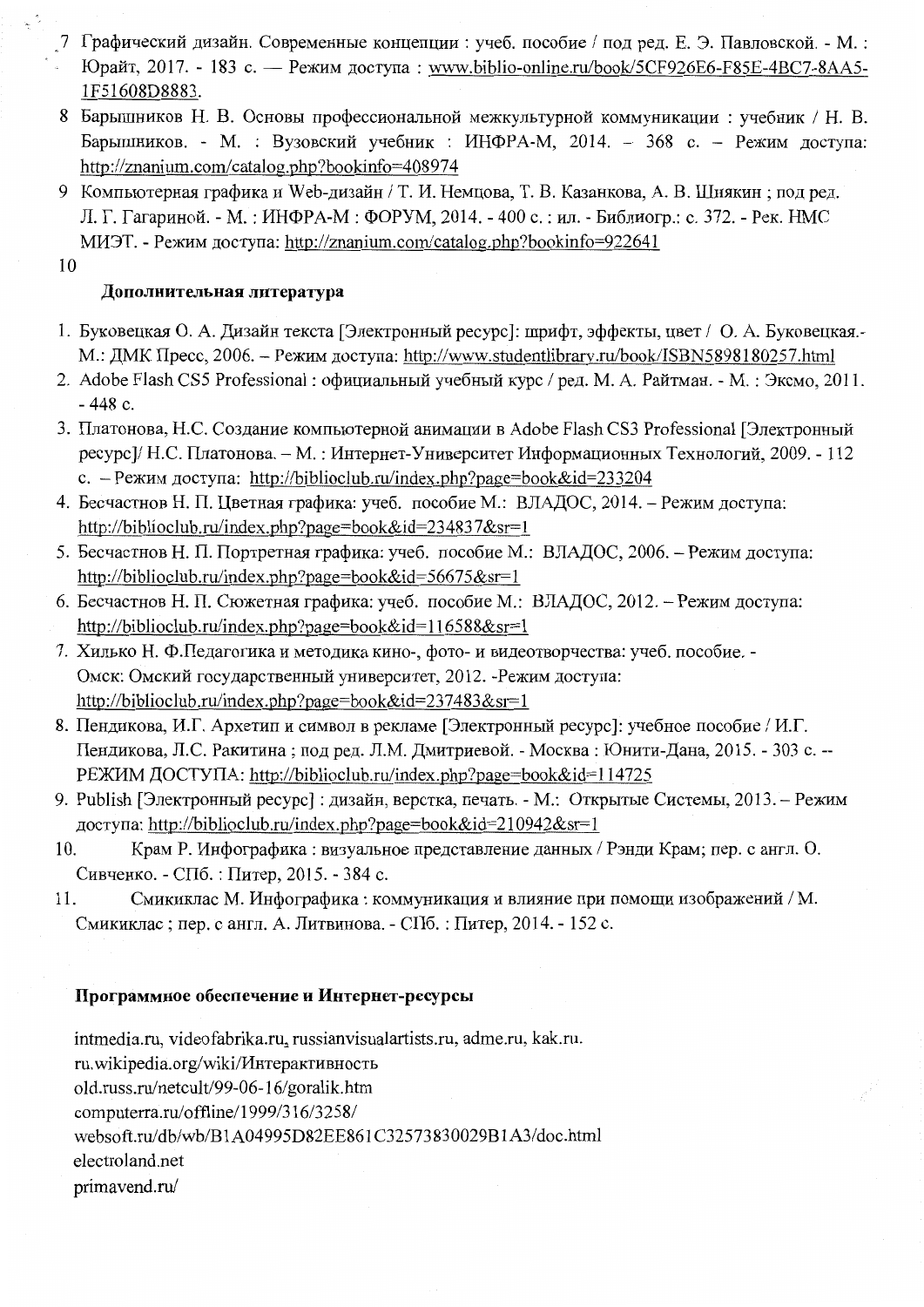7. Графический дизайн. Современные концепции : учеб. пособие / под ред. Е. Э. Павловской. - М. : Юрайт, 2017. - 183 с. — Режим доступа : www.biblio-online.ru/book/5CF926E6-F85E-4BC7-8AA5-1F51608D8883.
8. Барышников Н. В. Основы профессиональной межкультурной коммуникации : учебник / Н. В. Барышников. - М. : Вузовский учебник : ИНФРА-М, 2014. – 368 с. – Режим доступа: http://znanium.com/catalog.php?bookinfo=408974
9. Компьютерная графика и Web-дизайн / Т. И. Немцова, Т. В. Казанкова, А. В. Шнякин ; под ред. Л. Г. Гагариной. - М. : ИНФРА-М : ФОРУМ, 2014. - 400 с. : ил. - Библиогр.: с. 372. - Рек. НМС МИЭТ. - Режим доступа: http://znanium.com/catalog.php?bookinfo=922641
10.

**Дополнительная литература**

1. Буковецкая О. А. Дизайн текста [Электронный ресурс]: шрифт, эффекты, цвет / О. А. Буковецкая.- М.: ДМК Пресс, 2006. – Режим доступа: http://www.studentlibrary.ru/book/ISBN5898180257.html
2. Adobe Flash CS5 Professional : официальный учебный курс / ред. М. А. Райтман. - М. : Эксмо, 2011. - 448 с.
3. Платонова, Н.С. Создание компьютерной анимации в Adobe Flash CS3 Professional [Электронный ресурс]/ Н.С. Платонова. – М. : Интернет-Университет Информационных Технологий, 2009. - 112 с. – Режим доступа: http://biblioclub.ru/index.php?page=book&id=233204
4. Бесчастнов Н. П. Цветная графика: учеб. пособие М.: ВЛАДОС, 2014. – Режим доступа: http://biblioclub.ru/index.php?page=book&id=234837&sr=1
5. Бесчастнов Н. П. Портретная графика: учеб. пособие М.: ВЛАДОС, 2006. – Режим доступа: http://biblioclub.ru/index.php?page=book&id=56675&sr=1
6. Бесчастнов Н. П. Сюжетная графика: учеб. пособие М.: ВЛАДОС, 2012. – Режим доступа: http://biblioclub.ru/index.php?page=book&id=116588&sr=1
7. Хилько Н. Ф.Педагогика и методика кино-, фото- и видеотворчества: учеб. пособие. - Омск: Омский государственный университет, 2012. -Режим доступа: http://biblioclub.ru/index.php?page=book&id=237483&sr=1
8. Пендикова, И.Г. Архетип и символ в рекламе [Электронный ресурс]: учебное пособие / И.Г. Пендикова, Л.С. Ракитина ; под ред. Л.М. Дмитриевой. - Москва : Юнити-Дана, 2015. - 303 с. -- РЕЖИМ ДОСТУПА: http://biblioclub.ru/index.php?page=book&id=114725
9. Publish [Электронный ресурс] : дизайн, верстка, печать. - М.: Открытые Системы, 2013. – Режим доступа: http://biblioclub.ru/index.php?page=book&id=210942&sr=1
10. Крам Р. Инфографика : визуальное представление данных / Рэнди Крам; пер. с англ. О. Сивченко. - СПб. : Питер, 2015. - 384 с.
11. Смикиклас М. Инфографика : коммуникация и влияние при помощи изображений / М. Смикиклас ; пер. с англ. А. Литвинова. - СПб. : Питер, 2014. - 152 с.

**Программное обеспечение и Интернет-ресурсы**

intmedia.ru, videofabrika.ru, russianvisualartists.ru, adme.ru, kak.ru.
ru.wikipedia.org/wiki/Интерактивность
old.russ.ru/netcult/99-06-16/goralik.htm
computerra.ru/offline/1999/316/3258/
websoft.ru/db/wb/B1A04995D82EE861C32573830029B1A3/doc.html
electroland.net
primavend.ru/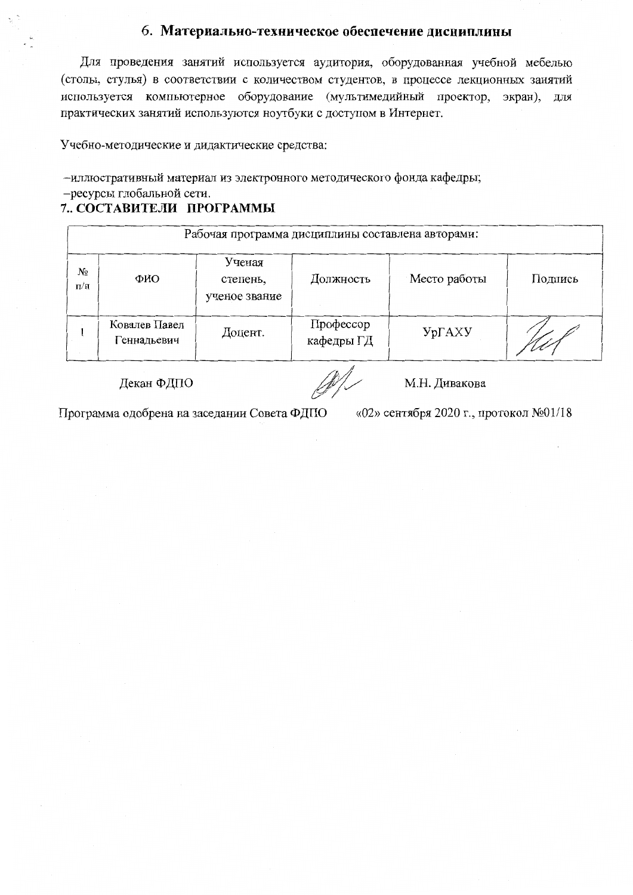## 6. Материально-техническое обеспечение дисциплины

Для проведения занятий используется аудитория, оборудованная учебной мебелью (столы, стулья) в соответствии с количеством студентов, в процессе лекционных занятий используется компьютерное оборудование (мультимедийный проектор, экран), для практических занятий используются ноутбуки с доступом в Интернет.

Учебно-методические и дидактические средства:

–иллюстративный материал из электронного методического фонда кафедры;
–ресурсы глобальной сети.

## 7.. СОСТАВИТЕЛИ ПРОГРАММЫ

| Рабочая программа дисциплины составлена авторами: | | | | | |
|---|---|---|---|---|---|
| № п/п | ФИО | Ученая степень, ученое звание | Должность | Место работы | Подпись |
| 1 | Ковалев Павел Геннадьевич | Доцент. | Профессор кафедры ГД | УрГАХУ | |

Декан ФДПО М.Н. Дивакова

Программа одобрена на заседании Совета ФДПО «02» сентября 2020 г., протокол №01/18